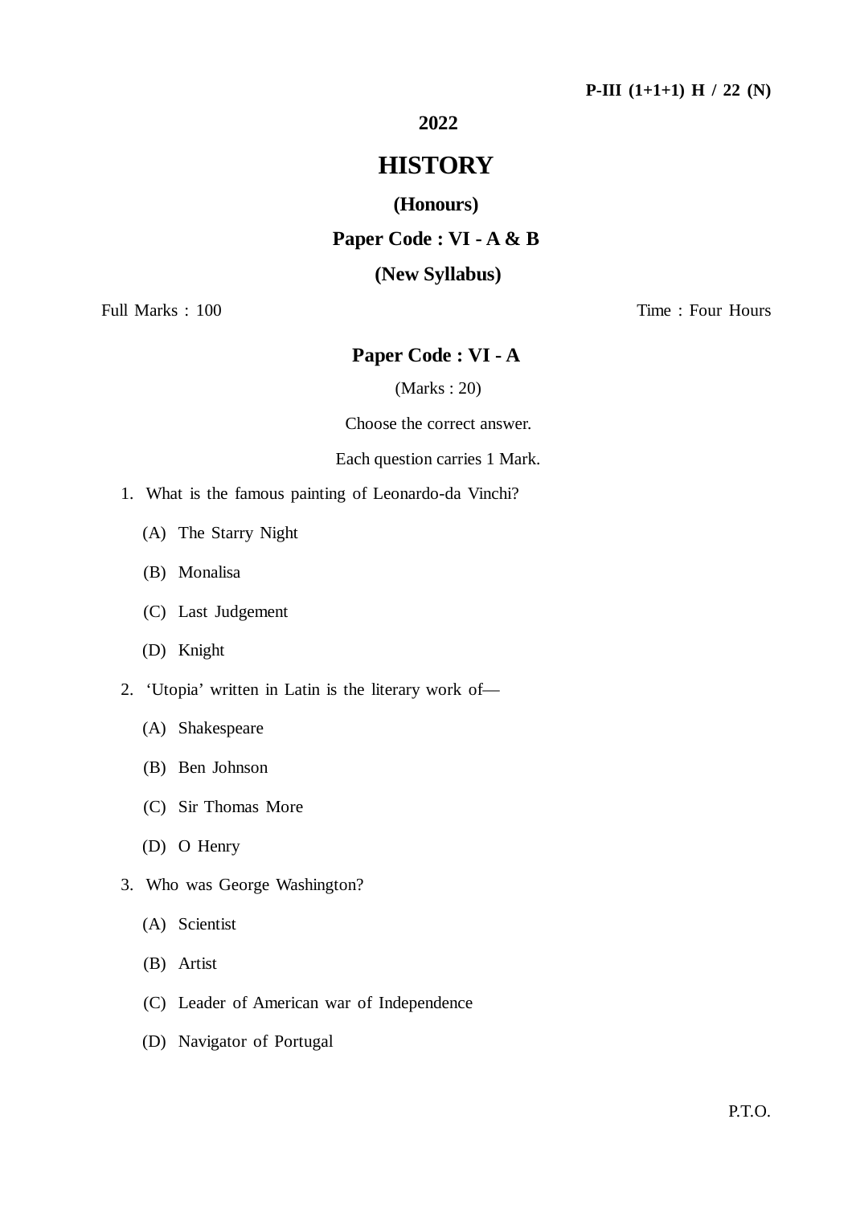**P-III (1+1+1) H / 22 (N)**

**2022**

# HISTORY

**(Honours)**

**Paper Code : VI - A & B**

**(New Syllabus)**

Full Marks : 100 Time : Four Hours

## Paper Code : VI - A

(Marks : 20)

Choose the correct answer.

Each question carries 1 Mark.

1. What is the famous painting of Leonardo-da Vinchi?
   - (A) The Starry Night
   - (B) Monalisa
   - (C) Last Judgement
   - (D) Knight

2. 'Utopia' written in Latin is the literary work of—
   - (A) Shakespeare
   - (B) Ben Johnson
   - (C) Sir Thomas More
   - (D) O Henry

3. Who was George Washington?
   - (A) Scientist
   - (B) Artist
   - (C) Leader of American war of Independence
   - (D) Navigator of Portugal

P.T.O.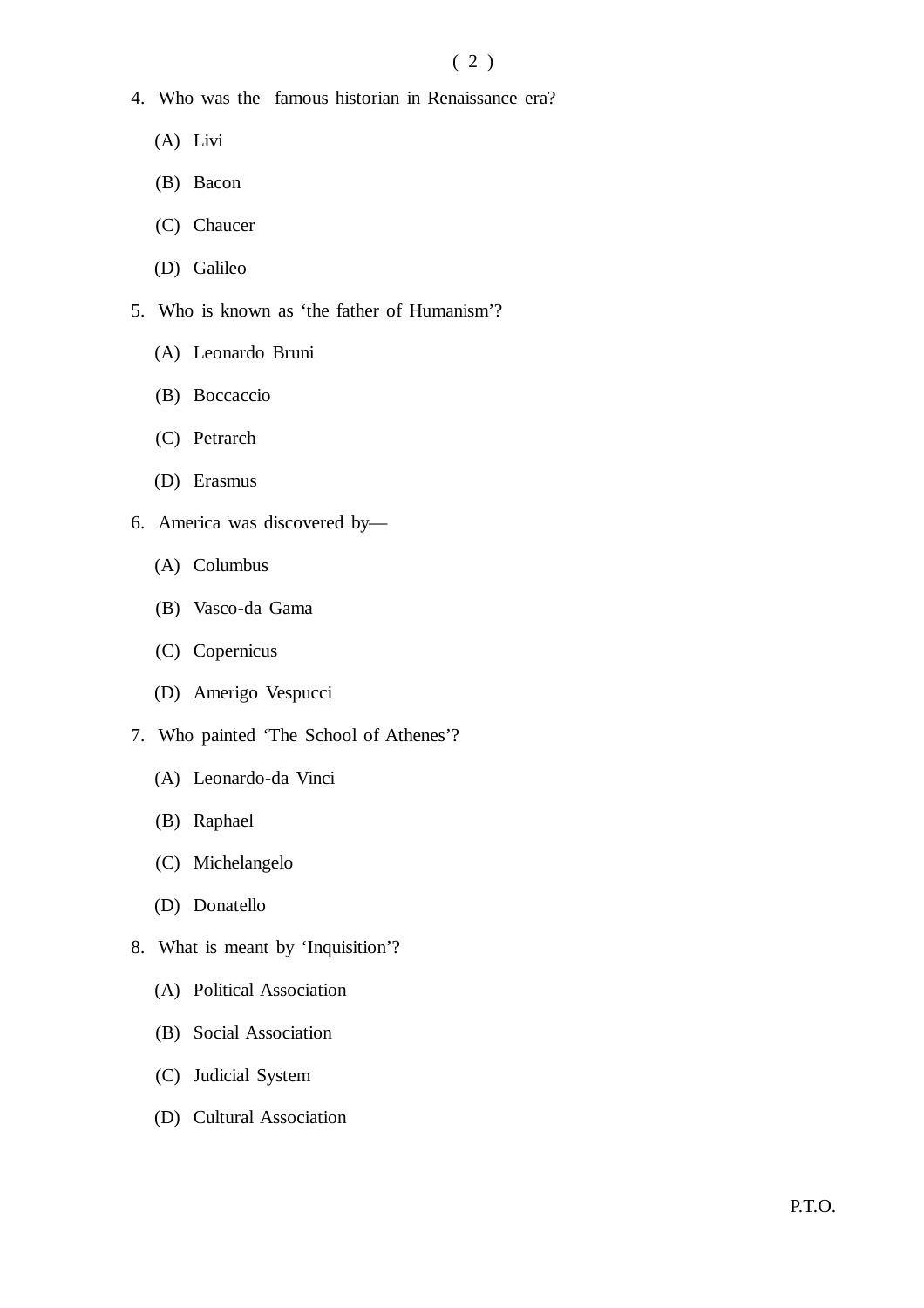4. Who was the famous historian in Renaissance era?

   (A) Livi

   (B) Bacon

   (C) Chaucer

   (D) Galileo

5. Who is known as 'the father of Humanism'?

   (A) Leonardo Bruni

   (B) Boccaccio

   (C) Petrarch

   (D) Erasmus

6. America was discovered by—

   (A) Columbus

   (B) Vasco-da Gama

   (C) Copernicus

   (D) Amerigo Vespucci

7. Who painted 'The School of Athenes'?

   (A) Leonardo-da Vinci

   (B) Raphael

   (C) Michelangelo

   (D) Donatello

8. What is meant by 'Inquisition'?

   (A) Political Association

   (B) Social Association

   (C) Judicial System

   (D) Cultural Association

P.T.O.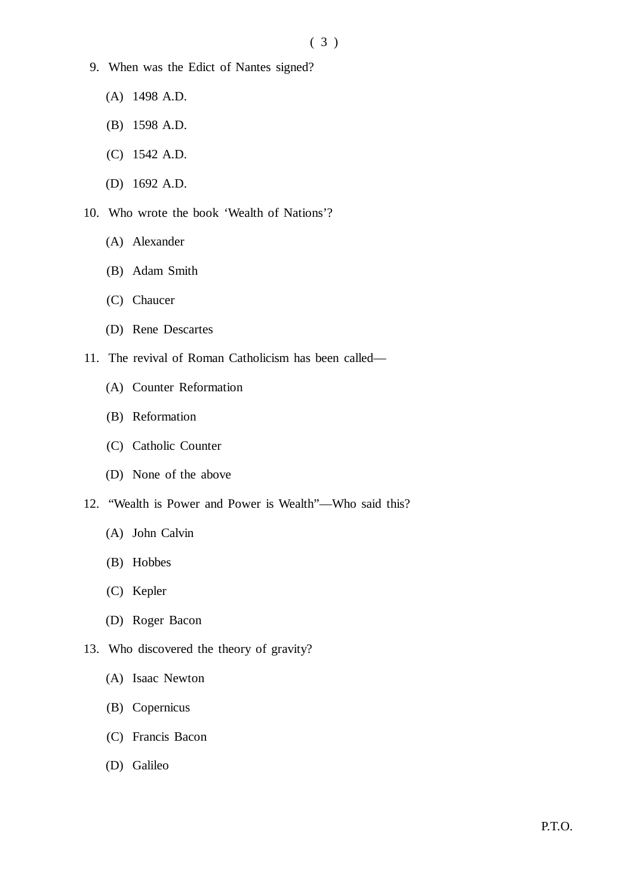9. When was the Edict of Nantes signed?

   (A) 1498 A.D.

   (B) 1598 A.D.

   (C) 1542 A.D.

   (D) 1692 A.D.

10. Who wrote the book 'Wealth of Nations'?

    (A) Alexander

    (B) Adam Smith

    (C) Chaucer

    (D) Rene Descartes

11. The revival of Roman Catholicism has been called—

    (A) Counter Reformation

    (B) Reformation

    (C) Catholic Counter

    (D) None of the above

12. "Wealth is Power and Power is Wealth"—Who said this?

    (A) John Calvin

    (B) Hobbes

    (C) Kepler

    (D) Roger Bacon

13. Who discovered the theory of gravity?

    (A) Isaac Newton

    (B) Copernicus

    (C) Francis Bacon

    (D) Galileo

P.T.O.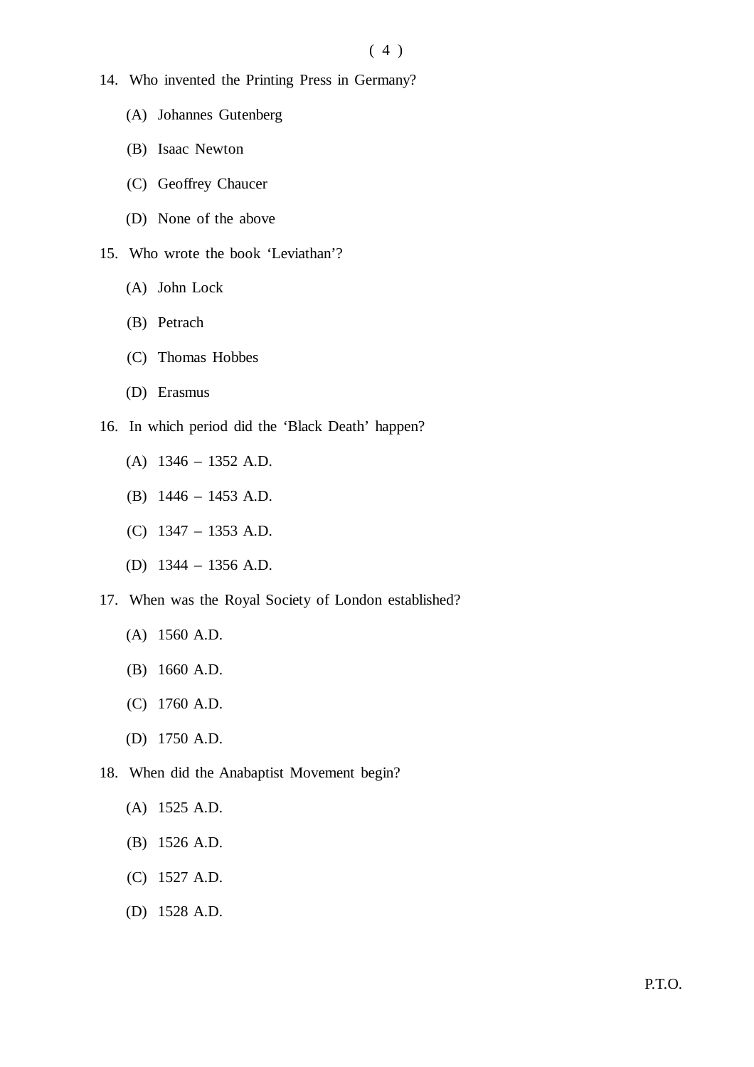14. Who invented the Printing Press in Germany?

    (A) Johannes Gutenberg

    (B) Isaac Newton

    (C) Geoffrey Chaucer

    (D) None of the above

15. Who wrote the book 'Leviathan'?

    (A) John Lock

    (B) Petrach

    (C) Thomas Hobbes

    (D) Erasmus

16. In which period did the 'Black Death' happen?

    (A) 1346 – 1352 A.D.

    (B) 1446 – 1453 A.D.

    (C) 1347 – 1353 A.D.

    (D) 1344 – 1356 A.D.

17. When was the Royal Society of London established?

    (A) 1560 A.D.

    (B) 1660 A.D.

    (C) 1760 A.D.

    (D) 1750 A.D.

18. When did the Anabaptist Movement begin?

    (A) 1525 A.D.

    (B) 1526 A.D.

    (C) 1527 A.D.

    (D) 1528 A.D.

P.T.O.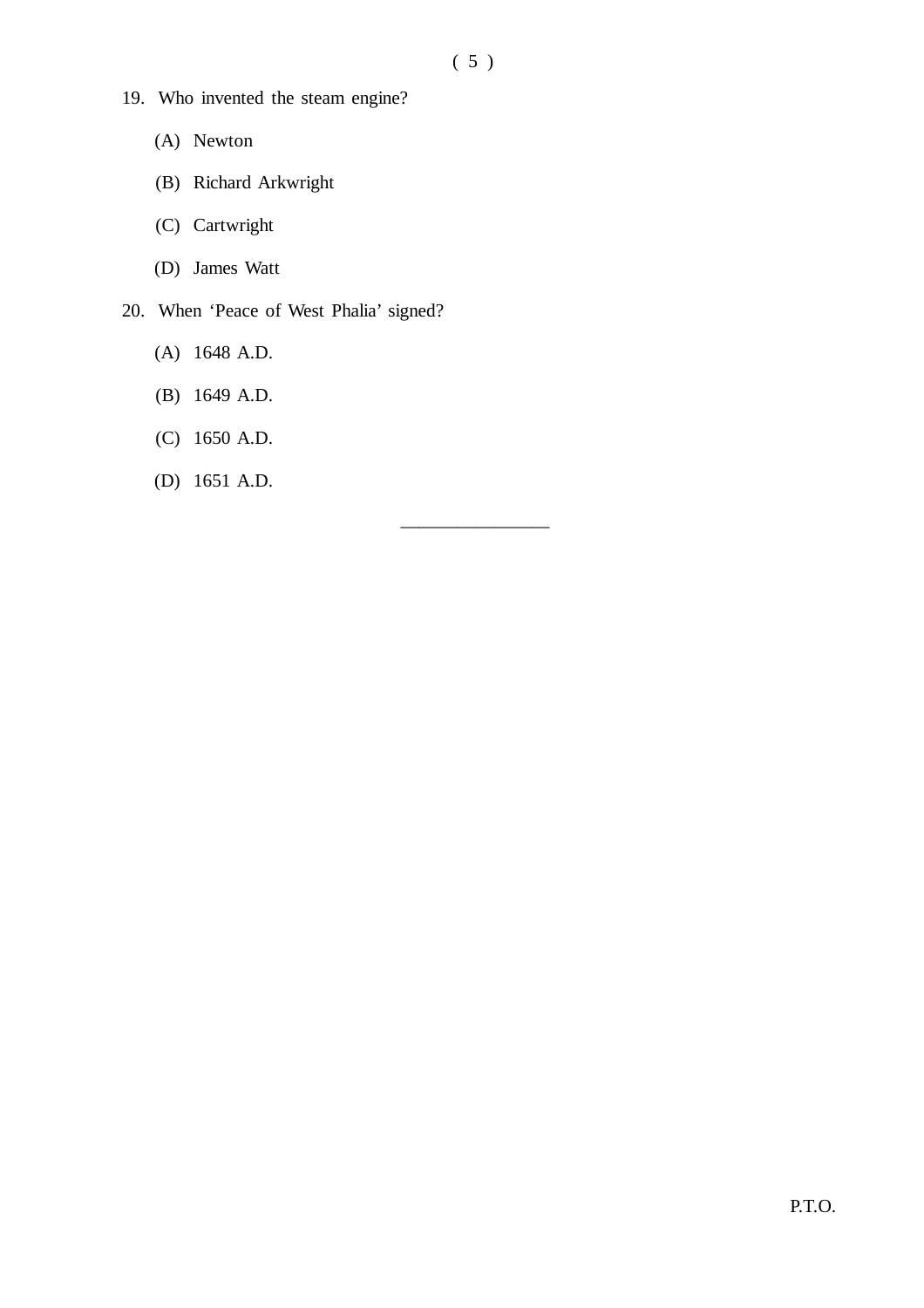19. Who invented the steam engine?

    (A) Newton

    (B) Richard Arkwright

    (C) Cartwright

    (D) James Watt

20. When 'Peace of West Phalia' signed?

    (A) 1648 A.D.

    (B) 1649 A.D.

    (C) 1650 A.D.

    (D) 1651 A.D.

---

P.T.O.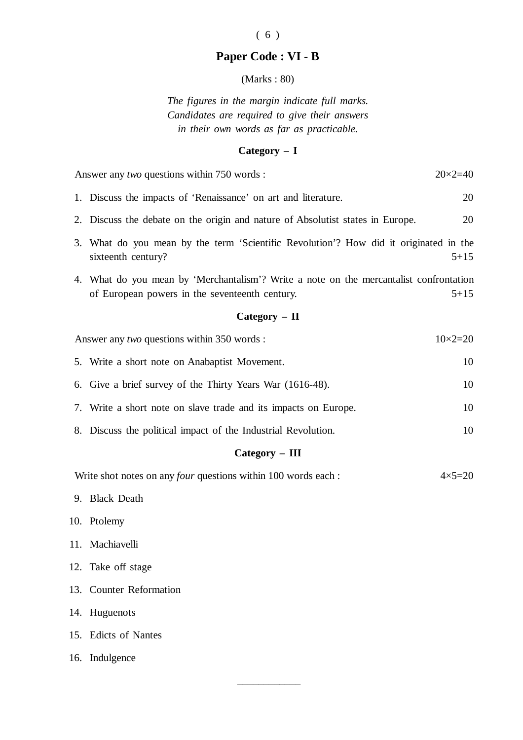# Paper Code : VI - B

(Marks : 80)

*The figures in the margin indicate full marks. Candidates are required to give their answers in their own words as far as practicable.*

## Category – I

Answer any *two* questions within 750 words : 20×2=40

1. Discuss the impacts of 'Renaissance' on art and literature. 20

2. Discuss the debate on the origin and nature of Absolutist states in Europe. 20

3. What do you mean by the term 'Scientific Revolution'? How did it originated in the sixteenth century? 5+15

4. What do you mean by 'Merchantalism'? Write a note on the mercantalist confrontation of European powers in the seventeenth century. 5+15

## Category – II

Answer any *two* questions within 350 words : 10×2=20

5. Write a short note on Anabaptist Movement. 10

6. Give a brief survey of the Thirty Years War (1616-48). 10

7. Write a short note on slave trade and its impacts on Europe. 10

8. Discuss the political impact of the Industrial Revolution. 10

## Category – III

Write shot notes on any *four* questions within 100 words each : 4×5=20

9. Black Death

10. Ptolemy

11. Machiavelli

12. Take off stage

13. Counter Reformation

14. Huguenots

15. Edicts of Nantes

16. Indulgence